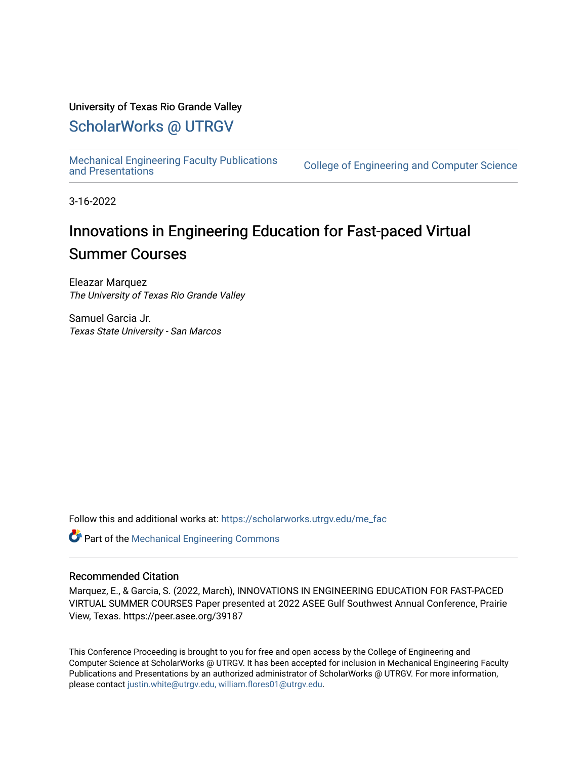University of Texas Rio Grande Valley

# ScholarWorks @ UTRGV

Mechanical Engineering Faculty Publications and Presentations | College of Engineering and Computer Science

3-16-2022

# Innovations in Engineering Education for Fast-paced Virtual Summer Courses

Eleazar Marquez
*The University of Texas Rio Grande Valley*

Samuel Garcia Jr.
*Texas State University - San Marcos*

Follow this and additional works at: https://scholarworks.utrgv.edu/me_fac

Part of the Mechanical Engineering Commons

## Recommended Citation

Marquez, E., & Garcia, S. (2022, March), INNOVATIONS IN ENGINEERING EDUCATION FOR FAST-PACED VIRTUAL SUMMER COURSES Paper presented at 2022 ASEE Gulf Southwest Annual Conference, Prairie View, Texas. https://peer.asee.org/39187

This Conference Proceeding is brought to you for free and open access by the College of Engineering and Computer Science at ScholarWorks @ UTRGV. It has been accepted for inclusion in Mechanical Engineering Faculty Publications and Presentations by an authorized administrator of ScholarWorks @ UTRGV. For more information, please contact justin.white@utrgv.edu, william.flores01@utrgv.edu.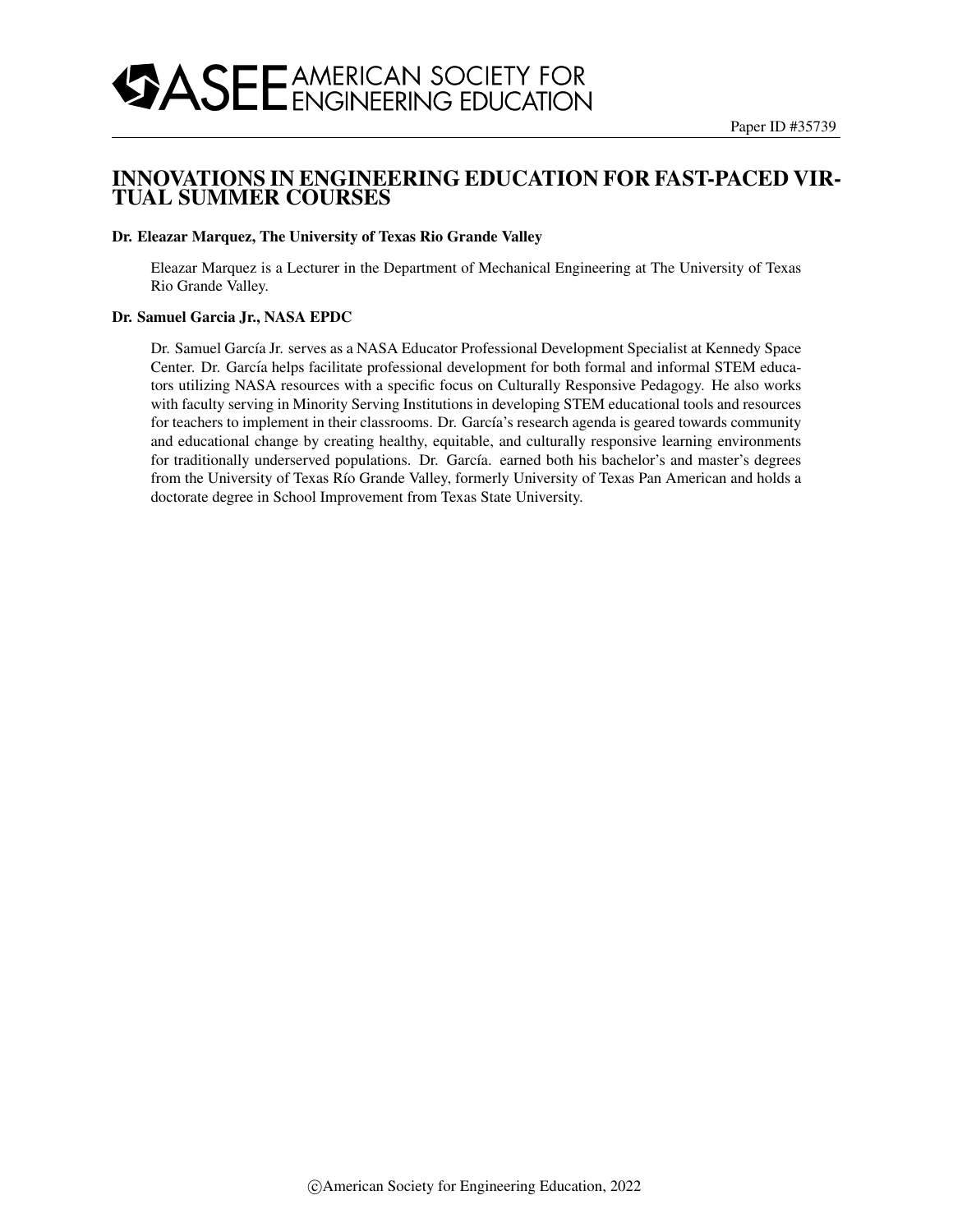Paper ID #35739

# INNOVATIONS IN ENGINEERING EDUCATION FOR FAST-PACED VIRTUAL SUMMER COURSES

**Dr. Eleazar Marquez, The University of Texas Rio Grande Valley**

Eleazar Marquez is a Lecturer in the Department of Mechanical Engineering at The University of Texas Rio Grande Valley.

**Dr. Samuel Garcia Jr., NASA EPDC**

Dr. Samuel García Jr. serves as a NASA Educator Professional Development Specialist at Kennedy Space Center. Dr. García helps facilitate professional development for both formal and informal STEM educators utilizing NASA resources with a specific focus on Culturally Responsive Pedagogy. He also works with faculty serving in Minority Serving Institutions in developing STEM educational tools and resources for teachers to implement in their classrooms. Dr. García's research agenda is geared towards community and educational change by creating healthy, equitable, and culturally responsive learning environments for traditionally underserved populations. Dr. García. earned both his bachelor's and master's degrees from the University of Texas Río Grande Valley, formerly University of Texas Pan American and holds a doctorate degree in School Improvement from Texas State University.

©American Society for Engineering Education, 2022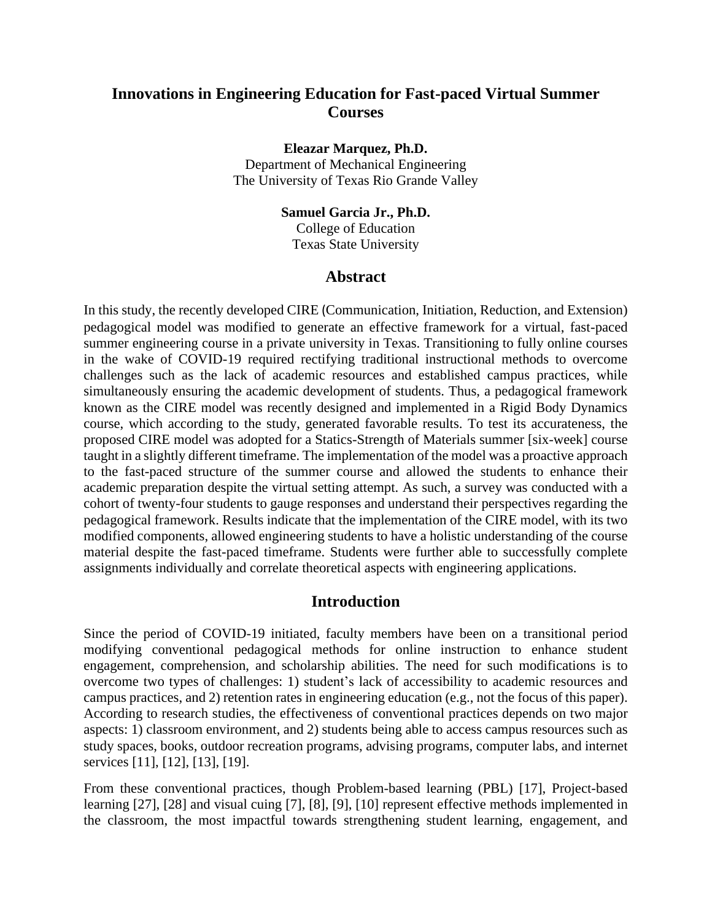# Innovations in Engineering Education for Fast-paced Virtual Summer Courses

**Eleazar Marquez, Ph.D.**
Department of Mechanical Engineering
The University of Texas Rio Grande Valley

**Samuel Garcia Jr., Ph.D.**
College of Education
Texas State University

## Abstract

In this study, the recently developed CIRE (Communication, Initiation, Reduction, and Extension) pedagogical model was modified to generate an effective framework for a virtual, fast-paced summer engineering course in a private university in Texas. Transitioning to fully online courses in the wake of COVID-19 required rectifying traditional instructional methods to overcome challenges such as the lack of academic resources and established campus practices, while simultaneously ensuring the academic development of students. Thus, a pedagogical framework known as the CIRE model was recently designed and implemented in a Rigid Body Dynamics course, which according to the study, generated favorable results. To test its accurateness, the proposed CIRE model was adopted for a Statics-Strength of Materials summer [six-week] course taught in a slightly different timeframe. The implementation of the model was a proactive approach to the fast-paced structure of the summer course and allowed the students to enhance their academic preparation despite the virtual setting attempt. As such, a survey was conducted with a cohort of twenty-four students to gauge responses and understand their perspectives regarding the pedagogical framework. Results indicate that the implementation of the CIRE model, with its two modified components, allowed engineering students to have a holistic understanding of the course material despite the fast-paced timeframe. Students were further able to successfully complete assignments individually and correlate theoretical aspects with engineering applications.

## Introduction

Since the period of COVID-19 initiated, faculty members have been on a transitional period modifying conventional pedagogical methods for online instruction to enhance student engagement, comprehension, and scholarship abilities. The need for such modifications is to overcome two types of challenges: 1) student's lack of accessibility to academic resources and campus practices, and 2) retention rates in engineering education (e.g., not the focus of this paper). According to research studies, the effectiveness of conventional practices depends on two major aspects: 1) classroom environment, and 2) students being able to access campus resources such as study spaces, books, outdoor recreation programs, advising programs, computer labs, and internet services [11], [12], [13], [19].

From these conventional practices, though Problem-based learning (PBL) [17], Project-based learning [27], [28] and visual cuing [7], [8], [9], [10] represent effective methods implemented in the classroom, the most impactful towards strengthening student learning, engagement, and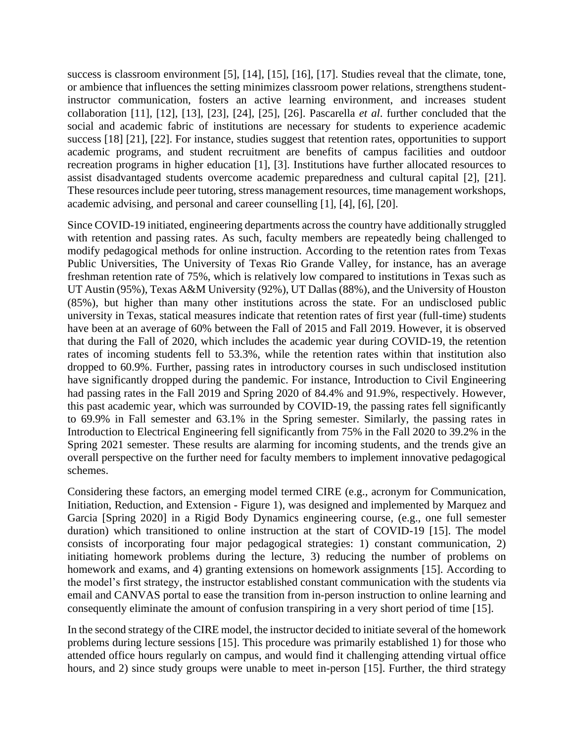success is classroom environment [5], [14], [15], [16], [17]. Studies reveal that the climate, tone, or ambience that influences the setting minimizes classroom power relations, strengthens student-instructor communication, fosters an active learning environment, and increases student collaboration [11], [12], [13], [23], [24], [25], [26]. Pascarella *et al*. further concluded that the social and academic fabric of institutions are necessary for students to experience academic success [18] [21], [22]. For instance, studies suggest that retention rates, opportunities to support academic programs, and student recruitment are benefits of campus facilities and outdoor recreation programs in higher education [1], [3]. Institutions have further allocated resources to assist disadvantaged students overcome academic preparedness and cultural capital [2], [21]. These resources include peer tutoring, stress management resources, time management workshops, academic advising, and personal and career counselling [1], [4], [6], [20].

Since COVID-19 initiated, engineering departments across the country have additionally struggled with retention and passing rates. As such, faculty members are repeatedly being challenged to modify pedagogical methods for online instruction. According to the retention rates from Texas Public Universities, The University of Texas Rio Grande Valley, for instance, has an average freshman retention rate of 75%, which is relatively low compared to institutions in Texas such as UT Austin (95%), Texas A&M University (92%), UT Dallas (88%), and the University of Houston (85%), but higher than many other institutions across the state. For an undisclosed public university in Texas, statical measures indicate that retention rates of first year (full-time) students have been at an average of 60% between the Fall of 2015 and Fall 2019. However, it is observed that during the Fall of 2020, which includes the academic year during COVID-19, the retention rates of incoming students fell to 53.3%, while the retention rates within that institution also dropped to 60.9%. Further, passing rates in introductory courses in such undisclosed institution have significantly dropped during the pandemic. For instance, Introduction to Civil Engineering had passing rates in the Fall 2019 and Spring 2020 of 84.4% and 91.9%, respectively. However, this past academic year, which was surrounded by COVID-19, the passing rates fell significantly to 69.9% in Fall semester and 63.1% in the Spring semester. Similarly, the passing rates in Introduction to Electrical Engineering fell significantly from 75% in the Fall 2020 to 39.2% in the Spring 2021 semester. These results are alarming for incoming students, and the trends give an overall perspective on the further need for faculty members to implement innovative pedagogical schemes.

Considering these factors, an emerging model termed CIRE (e.g., acronym for Communication, Initiation, Reduction, and Extension - Figure 1), was designed and implemented by Marquez and Garcia [Spring 2020] in a Rigid Body Dynamics engineering course, (e.g., one full semester duration) which transitioned to online instruction at the start of COVID-19 [15]. The model consists of incorporating four major pedagogical strategies: 1) constant communication, 2) initiating homework problems during the lecture, 3) reducing the number of problems on homework and exams, and 4) granting extensions on homework assignments [15]. According to the model's first strategy, the instructor established constant communication with the students via email and CANVAS portal to ease the transition from in-person instruction to online learning and consequently eliminate the amount of confusion transpiring in a very short period of time [15].

In the second strategy of the CIRE model, the instructor decided to initiate several of the homework problems during lecture sessions [15]. This procedure was primarily established 1) for those who attended office hours regularly on campus, and would find it challenging attending virtual office hours, and 2) since study groups were unable to meet in-person [15]. Further, the third strategy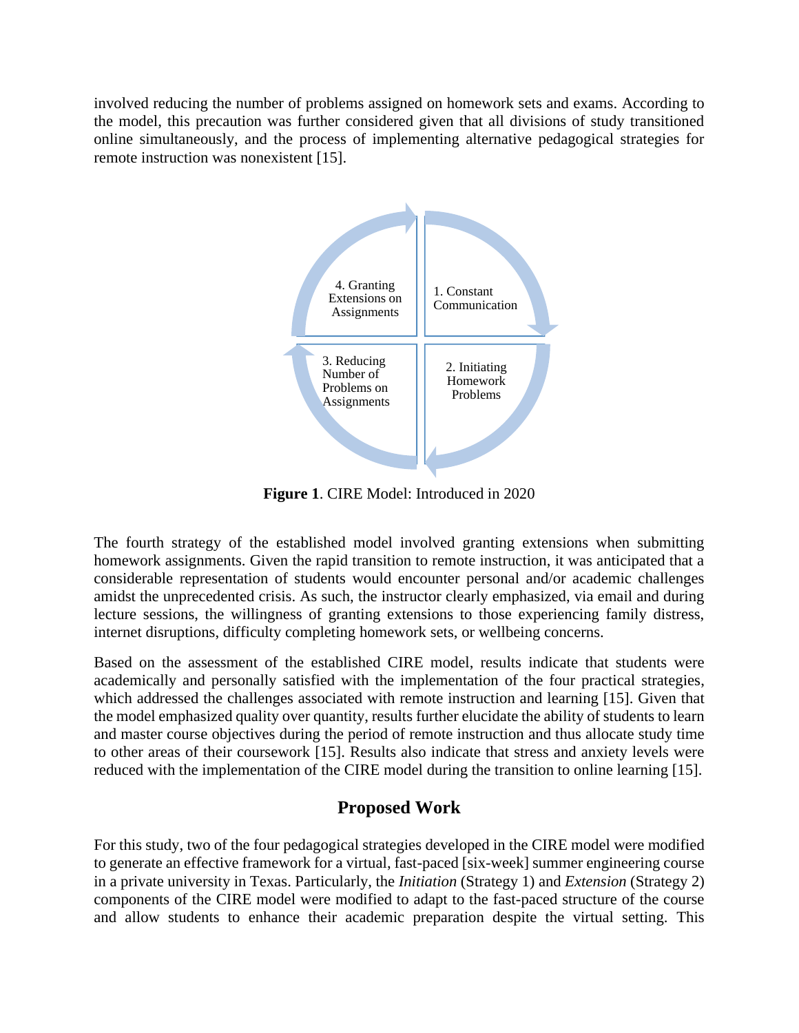involved reducing the number of problems assigned on homework sets and exams. According to the model, this precaution was further considered given that all divisions of study transitioned online simultaneously, and the process of implementing alternative pedagogical strategies for remote instruction was nonexistent [15].

1. Constant Communication

2. Initiating Homework Problems

3. Reducing Number of Problems on Assignments

4. Granting Extensions on Assignments

**Figure 1**. CIRE Model: Introduced in 2020

The fourth strategy of the established model involved granting extensions when submitting homework assignments. Given the rapid transition to remote instruction, it was anticipated that a considerable representation of students would encounter personal and/or academic challenges amidst the unprecedented crisis. As such, the instructor clearly emphasized, via email and during lecture sessions, the willingness of granting extensions to those experiencing family distress, internet disruptions, difficulty completing homework sets, or wellbeing concerns.

Based on the assessment of the established CIRE model, results indicate that students were academically and personally satisfied with the implementation of the four practical strategies, which addressed the challenges associated with remote instruction and learning [15]. Given that the model emphasized quality over quantity, results further elucidate the ability of students to learn and master course objectives during the period of remote instruction and thus allocate study time to other areas of their coursework [15]. Results also indicate that stress and anxiety levels were reduced with the implementation of the CIRE model during the transition to online learning [15].

## Proposed Work

For this study, two of the four pedagogical strategies developed in the CIRE model were modified to generate an effective framework for a virtual, fast-paced [six-week] summer engineering course in a private university in Texas. Particularly, the *Initiation* (Strategy 1) and *Extension* (Strategy 2) components of the CIRE model were modified to adapt to the fast-paced structure of the course and allow students to enhance their academic preparation despite the virtual setting. This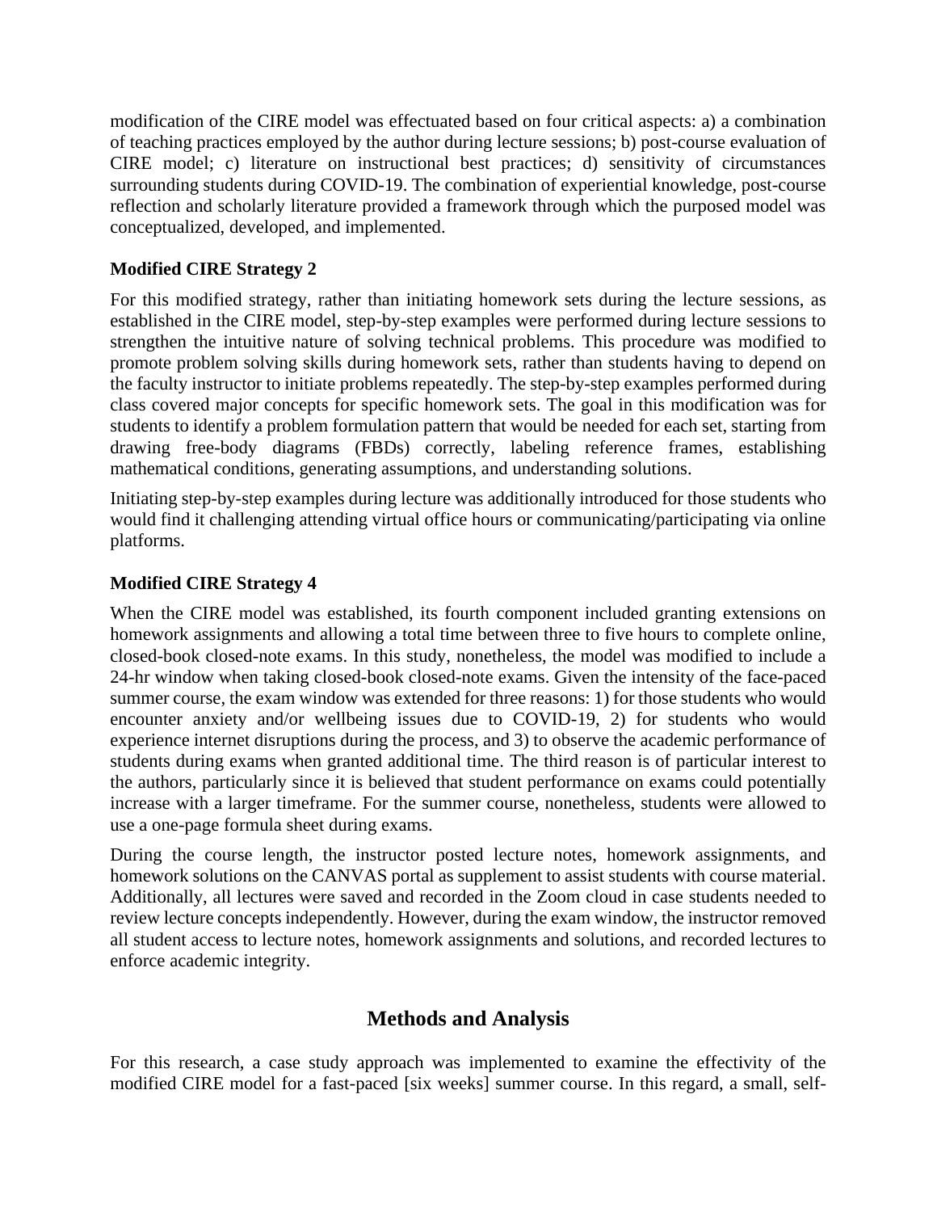modification of the CIRE model was effectuated based on four critical aspects: a) a combination of teaching practices employed by the author during lecture sessions; b) post-course evaluation of CIRE model; c) literature on instructional best practices; d) sensitivity of circumstances surrounding students during COVID-19. The combination of experiential knowledge, post-course reflection and scholarly literature provided a framework through which the purposed model was conceptualized, developed, and implemented.

### Modified CIRE Strategy 2

For this modified strategy, rather than initiating homework sets during the lecture sessions, as established in the CIRE model, step-by-step examples were performed during lecture sessions to strengthen the intuitive nature of solving technical problems. This procedure was modified to promote problem solving skills during homework sets, rather than students having to depend on the faculty instructor to initiate problems repeatedly. The step-by-step examples performed during class covered major concepts for specific homework sets. The goal in this modification was for students to identify a problem formulation pattern that would be needed for each set, starting from drawing free-body diagrams (FBDs) correctly, labeling reference frames, establishing mathematical conditions, generating assumptions, and understanding solutions.

Initiating step-by-step examples during lecture was additionally introduced for those students who would find it challenging attending virtual office hours or communicating/participating via online platforms.

### Modified CIRE Strategy 4

When the CIRE model was established, its fourth component included granting extensions on homework assignments and allowing a total time between three to five hours to complete online, closed-book closed-note exams. In this study, nonetheless, the model was modified to include a 24-hr window when taking closed-book closed-note exams. Given the intensity of the face-paced summer course, the exam window was extended for three reasons: 1) for those students who would encounter anxiety and/or wellbeing issues due to COVID-19, 2) for students who would experience internet disruptions during the process, and 3) to observe the academic performance of students during exams when granted additional time. The third reason is of particular interest to the authors, particularly since it is believed that student performance on exams could potentially increase with a larger timeframe. For the summer course, nonetheless, students were allowed to use a one-page formula sheet during exams.

During the course length, the instructor posted lecture notes, homework assignments, and homework solutions on the CANVAS portal as supplement to assist students with course material. Additionally, all lectures were saved and recorded in the Zoom cloud in case students needed to review lecture concepts independently. However, during the exam window, the instructor removed all student access to lecture notes, homework assignments and solutions, and recorded lectures to enforce academic integrity.

## Methods and Analysis

For this research, a case study approach was implemented to examine the effectivity of the modified CIRE model for a fast-paced [six weeks] summer course. In this regard, a small, self-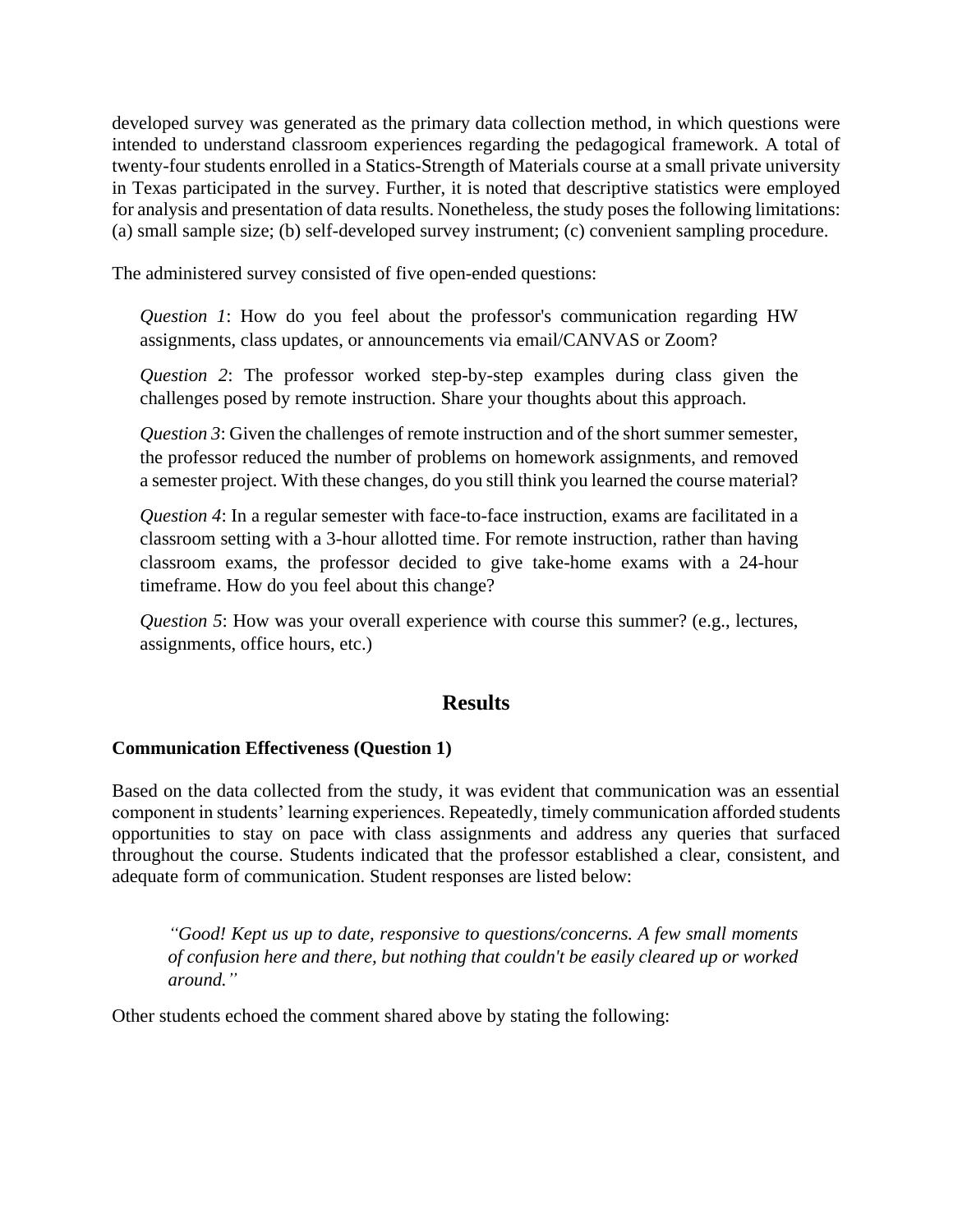developed survey was generated as the primary data collection method, in which questions were intended to understand classroom experiences regarding the pedagogical framework. A total of twenty-four students enrolled in a Statics-Strength of Materials course at a small private university in Texas participated in the survey. Further, it is noted that descriptive statistics were employed for analysis and presentation of data results. Nonetheless, the study poses the following limitations: (a) small sample size; (b) self-developed survey instrument; (c) convenient sampling procedure.

The administered survey consisted of five open-ended questions:

> *Question 1*: How do you feel about the professor's communication regarding HW assignments, class updates, or announcements via email/CANVAS or Zoom?
>
> *Question 2*: The professor worked step-by-step examples during class given the challenges posed by remote instruction. Share your thoughts about this approach.
>
> *Question 3*: Given the challenges of remote instruction and of the short summer semester, the professor reduced the number of problems on homework assignments, and removed a semester project. With these changes, do you still think you learned the course material?
>
> *Question 4*: In a regular semester with face-to-face instruction, exams are facilitated in a classroom setting with a 3-hour allotted time. For remote instruction, rather than having classroom exams, the professor decided to give take-home exams with a 24-hour timeframe. How do you feel about this change?
>
> *Question 5*: How was your overall experience with course this summer? (e.g., lectures, assignments, office hours, etc.)

## Results

### Communication Effectiveness (Question 1)

Based on the data collected from the study, it was evident that communication was an essential component in students' learning experiences. Repeatedly, timely communication afforded students opportunities to stay on pace with class assignments and address any queries that surfaced throughout the course. Students indicated that the professor established a clear, consistent, and adequate form of communication. Student responses are listed below:

> *"Good! Kept us up to date, responsive to questions/concerns. A few small moments of confusion here and there, but nothing that couldn't be easily cleared up or worked around."*

Other students echoed the comment shared above by stating the following: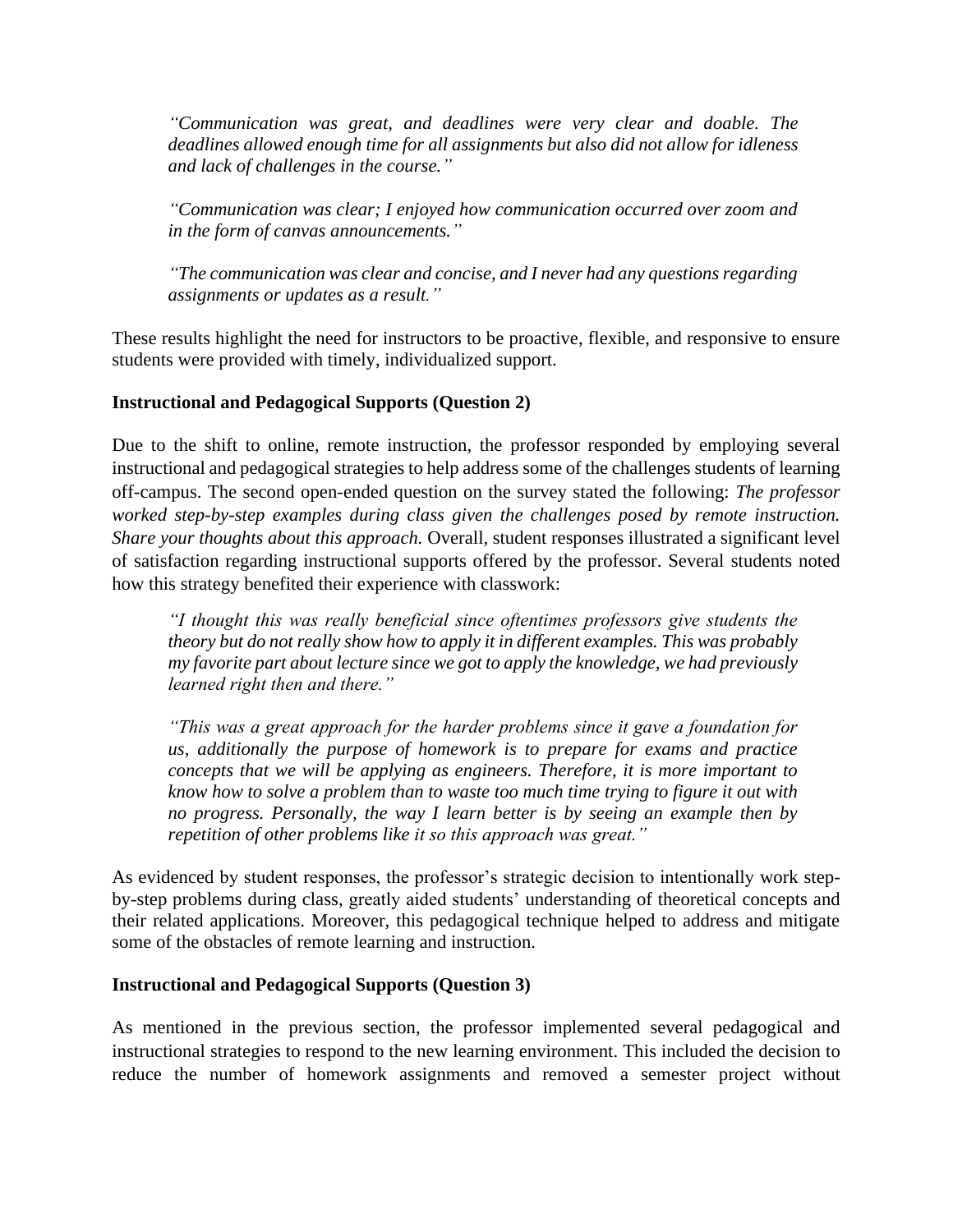> *"Communication was great, and deadlines were very clear and doable. The deadlines allowed enough time for all assignments but also did not allow for idleness and lack of challenges in the course."*
>
> *"Communication was clear; I enjoyed how communication occurred over zoom and in the form of canvas announcements."*
>
> *"The communication was clear and concise, and I never had any questions regarding assignments or updates as a result."*

These results highlight the need for instructors to be proactive, flexible, and responsive to ensure students were provided with timely, individualized support.

**Instructional and Pedagogical Supports (Question 2)**

Due to the shift to online, remote instruction, the professor responded by employing several instructional and pedagogical strategies to help address some of the challenges students of learning off-campus. The second open-ended question on the survey stated the following: *The professor worked step-by-step examples during class given the challenges posed by remote instruction. Share your thoughts about this approach.* Overall, student responses illustrated a significant level of satisfaction regarding instructional supports offered by the professor. Several students noted how this strategy benefited their experience with classwork:

> *"I thought this was really beneficial since oftentimes professors give students the theory but do not really show how to apply it in different examples. This was probably my favorite part about lecture since we got to apply the knowledge, we had previously learned right then and there."*
>
> *"This was a great approach for the harder problems since it gave a foundation for us, additionally the purpose of homework is to prepare for exams and practice concepts that we will be applying as engineers. Therefore, it is more important to know how to solve a problem than to waste too much time trying to figure it out with no progress. Personally, the way I learn better is by seeing an example then by repetition of other problems like it so this approach was great."*

As evidenced by student responses, the professor's strategic decision to intentionally work step-by-step problems during class, greatly aided students' understanding of theoretical concepts and their related applications. Moreover, this pedagogical technique helped to address and mitigate some of the obstacles of remote learning and instruction.

**Instructional and Pedagogical Supports (Question 3)**

As mentioned in the previous section, the professor implemented several pedagogical and instructional strategies to respond to the new learning environment. This included the decision to reduce the number of homework assignments and removed a semester project without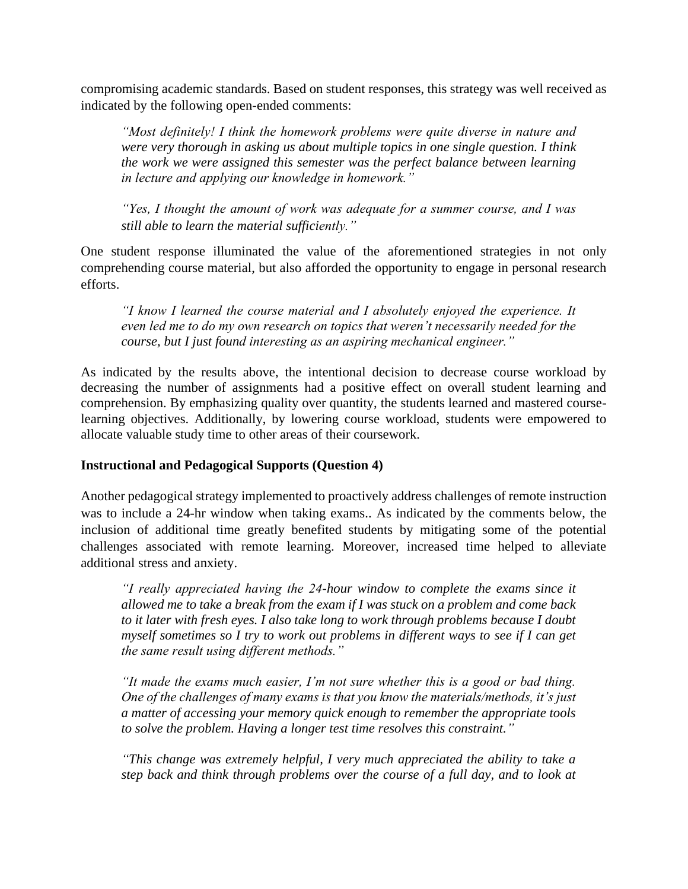compromising academic standards. Based on student responses, this strategy was well received as indicated by the following open-ended comments:

> *"Most definitely! I think the homework problems were quite diverse in nature and were very thorough in asking us about multiple topics in one single question. I think the work we were assigned this semester was the perfect balance between learning in lecture and applying our knowledge in homework."*

> *"Yes, I thought the amount of work was adequate for a summer course, and I was still able to learn the material sufficiently."*

One student response illuminated the value of the aforementioned strategies in not only comprehending course material, but also afforded the opportunity to engage in personal research efforts.

> *"I know I learned the course material and I absolutely enjoyed the experience. It even led me to do my own research on topics that weren't necessarily needed for the course, but I just found interesting as an aspiring mechanical engineer."*

As indicated by the results above, the intentional decision to decrease course workload by decreasing the number of assignments had a positive effect on overall student learning and comprehension. By emphasizing quality over quantity, the students learned and mastered course-learning objectives. Additionally, by lowering course workload, students were empowered to allocate valuable study time to other areas of their coursework.

**Instructional and Pedagogical Supports (Question 4)**

Another pedagogical strategy implemented to proactively address challenges of remote instruction was to include a 24-hr window when taking exams.. As indicated by the comments below, the inclusion of additional time greatly benefited students by mitigating some of the potential challenges associated with remote learning. Moreover, increased time helped to alleviate additional stress and anxiety.

> *"I really appreciated having the 24-hour window to complete the exams since it allowed me to take a break from the exam if I was stuck on a problem and come back to it later with fresh eyes. I also take long to work through problems because I doubt myself sometimes so I try to work out problems in different ways to see if I can get the same result using different methods."*

> *"It made the exams much easier, I'm not sure whether this is a good or bad thing. One of the challenges of many exams is that you know the materials/methods, it's just a matter of accessing your memory quick enough to remember the appropriate tools to solve the problem. Having a longer test time resolves this constraint."*

> *"This change was extremely helpful, I very much appreciated the ability to take a step back and think through problems over the course of a full day, and to look at*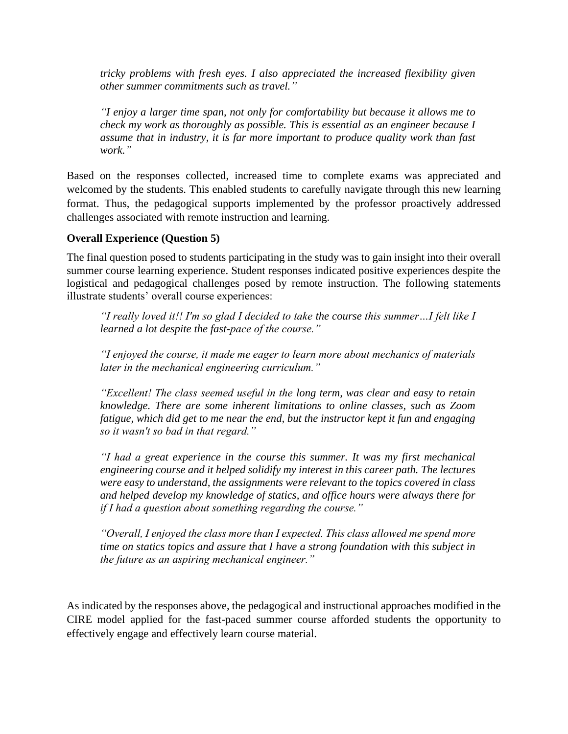> *tricky problems with fresh eyes. I also appreciated the increased flexibility given other summer commitments such as travel."*

> *"I enjoy a larger time span, not only for comfortability but because it allows me to check my work as thoroughly as possible. This is essential as an engineer because I assume that in industry, it is far more important to produce quality work than fast work."*

Based on the responses collected, increased time to complete exams was appreciated and welcomed by the students. This enabled students to carefully navigate through this new learning format. Thus, the pedagogical supports implemented by the professor proactively addressed challenges associated with remote instruction and learning.

**Overall Experience (Question 5)**

The final question posed to students participating in the study was to gain insight into their overall summer course learning experience. Student responses indicated positive experiences despite the logistical and pedagogical challenges posed by remote instruction. The following statements illustrate students' overall course experiences:

> *"I really loved it!! I'm so glad I decided to take the course this summer…I felt like I learned a lot despite the fast-pace of the course."*

> *"I enjoyed the course, it made me eager to learn more about mechanics of materials later in the mechanical engineering curriculum."*

> *"Excellent! The class seemed useful in the long term, was clear and easy to retain knowledge. There are some inherent limitations to online classes, such as Zoom fatigue, which did get to me near the end, but the instructor kept it fun and engaging so it wasn't so bad in that regard."*

> *"I had a great experience in the course this summer. It was my first mechanical engineering course and it helped solidify my interest in this career path. The lectures were easy to understand, the assignments were relevant to the topics covered in class and helped develop my knowledge of statics, and office hours were always there for if I had a question about something regarding the course."*

> *"Overall, I enjoyed the class more than I expected. This class allowed me spend more time on statics topics and assure that I have a strong foundation with this subject in the future as an aspiring mechanical engineer."*

As indicated by the responses above, the pedagogical and instructional approaches modified in the CIRE model applied for the fast-paced summer course afforded students the opportunity to effectively engage and effectively learn course material.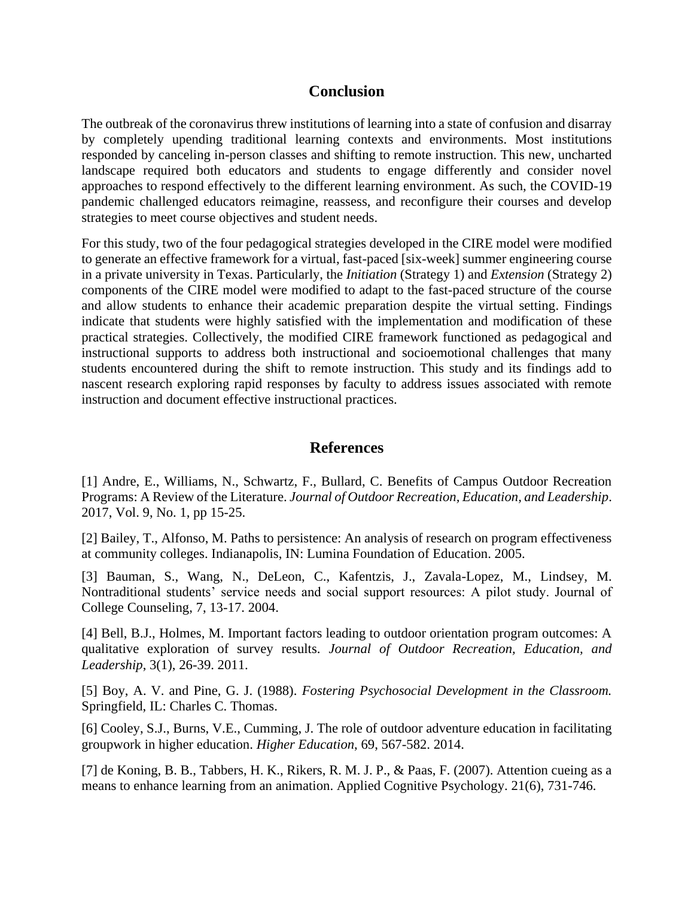## Conclusion

The outbreak of the coronavirus threw institutions of learning into a state of confusion and disarray by completely upending traditional learning contexts and environments. Most institutions responded by canceling in-person classes and shifting to remote instruction. This new, uncharted landscape required both educators and students to engage differently and consider novel approaches to respond effectively to the different learning environment. As such, the COVID-19 pandemic challenged educators reimagine, reassess, and reconfigure their courses and develop strategies to meet course objectives and student needs.

For this study, two of the four pedagogical strategies developed in the CIRE model were modified to generate an effective framework for a virtual, fast-paced [six-week] summer engineering course in a private university in Texas. Particularly, the *Initiation* (Strategy 1) and *Extension* (Strategy 2) components of the CIRE model were modified to adapt to the fast-paced structure of the course and allow students to enhance their academic preparation despite the virtual setting. Findings indicate that students were highly satisfied with the implementation and modification of these practical strategies. Collectively, the modified CIRE framework functioned as pedagogical and instructional supports to address both instructional and socioemotional challenges that many students encountered during the shift to remote instruction. This study and its findings add to nascent research exploring rapid responses by faculty to address issues associated with remote instruction and document effective instructional practices.

## References

[1] Andre, E., Williams, N., Schwartz, F., Bullard, C. Benefits of Campus Outdoor Recreation Programs: A Review of the Literature. *Journal of Outdoor Recreation, Education, and Leadership*. 2017, Vol. 9, No. 1, pp 15-25.

[2] Bailey, T., Alfonso, M. Paths to persistence: An analysis of research on program effectiveness at community colleges. Indianapolis, IN: Lumina Foundation of Education. 2005.

[3] Bauman, S., Wang, N., DeLeon, C., Kafentzis, J., Zavala-Lopez, M., Lindsey, M. Nontraditional students' service needs and social support resources: A pilot study. Journal of College Counseling, 7, 13-17. 2004.

[4] Bell, B.J., Holmes, M. Important factors leading to outdoor orientation program outcomes: A qualitative exploration of survey results. *Journal of Outdoor Recreation, Education, and Leadership*, 3(1), 26-39. 2011.

[5] Boy, A. V. and Pine, G. J. (1988). *Fostering Psychosocial Development in the Classroom.* Springfield, IL: Charles C. Thomas.

[6] Cooley, S.J., Burns, V.E., Cumming, J. The role of outdoor adventure education in facilitating groupwork in higher education. *Higher Education*, 69, 567-582. 2014.

[7] de Koning, B. B., Tabbers, H. K., Rikers, R. M. J. P., & Paas, F. (2007). Attention cueing as a means to enhance learning from an animation. Applied Cognitive Psychology. 21(6), 731-746.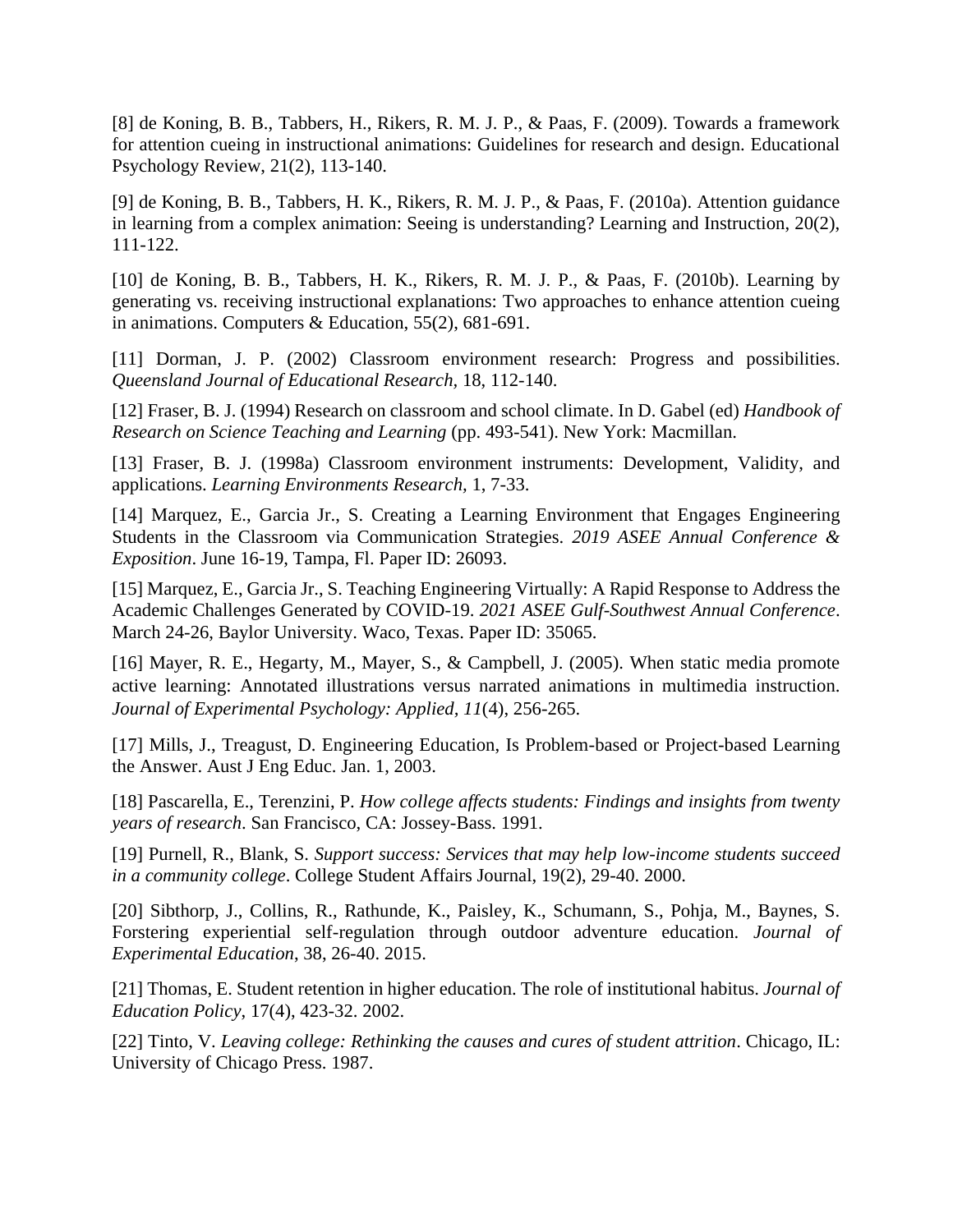[8] de Koning, B. B., Tabbers, H., Rikers, R. M. J. P., & Paas, F. (2009). Towards a framework for attention cueing in instructional animations: Guidelines for research and design. Educational Psychology Review, 21(2), 113-140.

[9] de Koning, B. B., Tabbers, H. K., Rikers, R. M. J. P., & Paas, F. (2010a). Attention guidance in learning from a complex animation: Seeing is understanding? Learning and Instruction, 20(2), 111-122.

[10] de Koning, B. B., Tabbers, H. K., Rikers, R. M. J. P., & Paas, F. (2010b). Learning by generating vs. receiving instructional explanations: Two approaches to enhance attention cueing in animations. Computers & Education, 55(2), 681-691.

[11] Dorman, J. P. (2002) Classroom environment research: Progress and possibilities. *Queensland Journal of Educational Research*, 18, 112-140.

[12] Fraser, B. J. (1994) Research on classroom and school climate. In D. Gabel (ed) *Handbook of Research on Science Teaching and Learning* (pp. 493-541). New York: Macmillan.

[13] Fraser, B. J. (1998a) Classroom environment instruments: Development, Validity, and applications. *Learning Environments Research,* 1, 7-33.

[14] Marquez, E., Garcia Jr., S. Creating a Learning Environment that Engages Engineering Students in the Classroom via Communication Strategies. *2019 ASEE Annual Conference & Exposition*. June 16-19, Tampa, Fl. Paper ID: 26093.

[15] Marquez, E., Garcia Jr., S. Teaching Engineering Virtually: A Rapid Response to Address the Academic Challenges Generated by COVID-19. *2021 ASEE Gulf-Southwest Annual Conference*. March 24-26, Baylor University. Waco, Texas. Paper ID: 35065.

[16] Mayer, R. E., Hegarty, M., Mayer, S., & Campbell, J. (2005). When static media promote active learning: Annotated illustrations versus narrated animations in multimedia instruction. *Journal of Experimental Psychology: Applied, 11*(4), 256-265.

[17] Mills, J., Treagust, D. Engineering Education, Is Problem-based or Project-based Learning the Answer. Aust J Eng Educ. Jan. 1, 2003.

[18] Pascarella, E., Terenzini, P. *How college affects students: Findings and insights from twenty years of research*. San Francisco, CA: Jossey-Bass. 1991.

[19] Purnell, R., Blank, S. *Support success: Services that may help low-income students succeed in a community college*. College Student Affairs Journal, 19(2), 29-40. 2000.

[20] Sibthorp, J., Collins, R., Rathunde, K., Paisley, K., Schumann, S., Pohja, M., Baynes, S. Forstering experiential self-regulation through outdoor adventure education. *Journal of Experimental Education*, 38, 26-40. 2015.

[21] Thomas, E. Student retention in higher education. The role of institutional habitus. *Journal of Education Policy*, 17(4), 423-32. 2002.

[22] Tinto, V. *Leaving college: Rethinking the causes and cures of student attrition*. Chicago, IL: University of Chicago Press. 1987.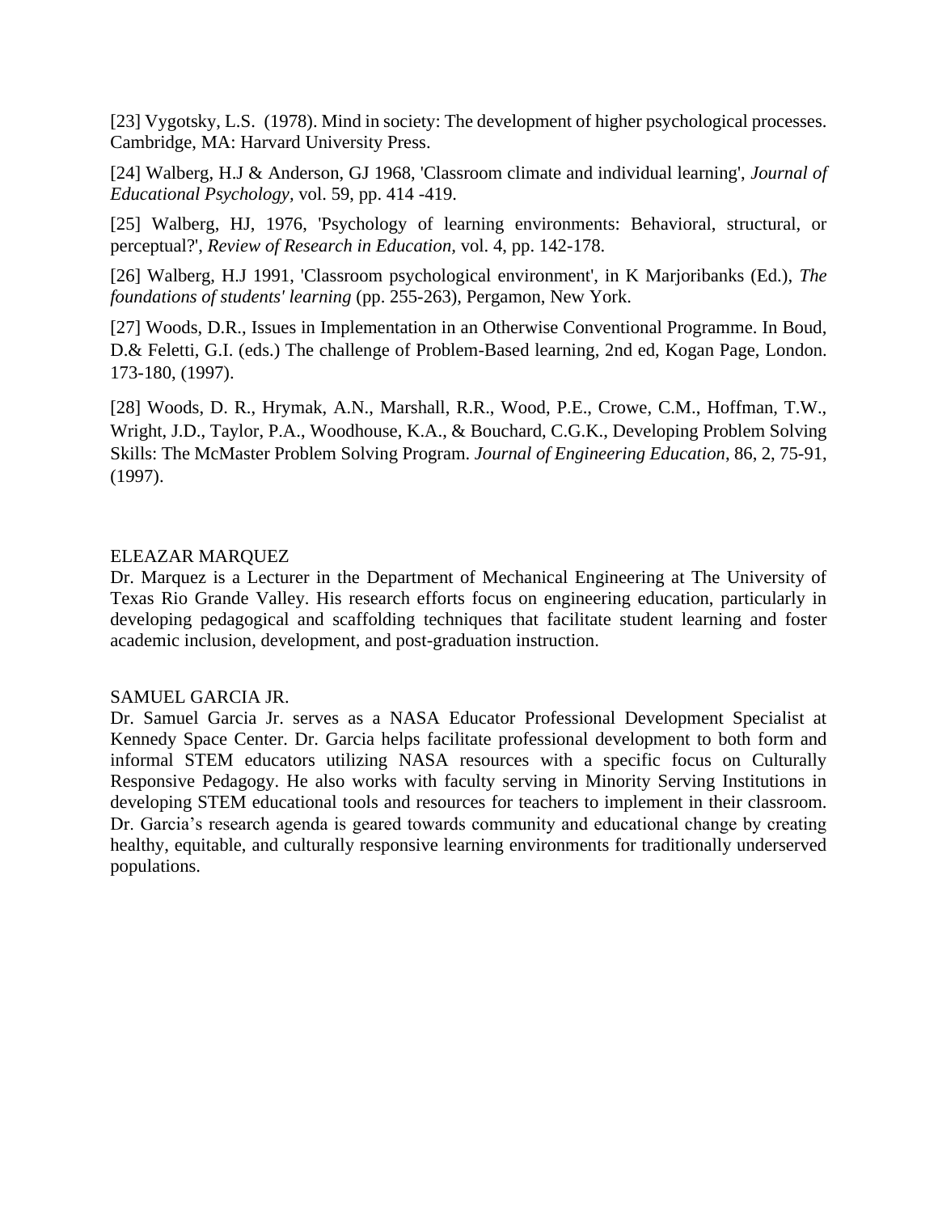[23] Vygotsky, L.S. (1978). Mind in society: The development of higher psychological processes. Cambridge, MA: Harvard University Press.

[24] Walberg, H.J & Anderson, GJ 1968, 'Classroom climate and individual learning', *Journal of Educational Psychology*, vol. 59, pp. 414 -419.

[25] Walberg, HJ, 1976, 'Psychology of learning environments: Behavioral, structural, or perceptual?', *Review of Research in Education*, vol. 4, pp. 142-178.

[26] Walberg, H.J 1991, 'Classroom psychological environment', in K Marjoribanks (Ed.), *The foundations of students' learning* (pp. 255-263), Pergamon, New York.

[27] Woods, D.R., Issues in Implementation in an Otherwise Conventional Programme. In Boud, D.& Feletti, G.I. (eds.) The challenge of Problem-Based learning, 2nd ed, Kogan Page, London. 173-180, (1997).

[28] Woods, D. R., Hrymak, A.N., Marshall, R.R., Wood, P.E., Crowe, C.M., Hoffman, T.W., Wright, J.D., Taylor, P.A., Woodhouse, K.A., & Bouchard, C.G.K., Developing Problem Solving Skills: The McMaster Problem Solving Program. *Journal of Engineering Education*, 86, 2, 75-91, (1997).

ELEAZAR MARQUEZ

Dr. Marquez is a Lecturer in the Department of Mechanical Engineering at The University of Texas Rio Grande Valley. His research efforts focus on engineering education, particularly in developing pedagogical and scaffolding techniques that facilitate student learning and foster academic inclusion, development, and post-graduation instruction.

SAMUEL GARCIA JR.

Dr. Samuel Garcia Jr. serves as a NASA Educator Professional Development Specialist at Kennedy Space Center. Dr. Garcia helps facilitate professional development to both form and informal STEM educators utilizing NASA resources with a specific focus on Culturally Responsive Pedagogy. He also works with faculty serving in Minority Serving Institutions in developing STEM educational tools and resources for teachers to implement in their classroom. Dr. Garcia's research agenda is geared towards community and educational change by creating healthy, equitable, and culturally responsive learning environments for traditionally underserved populations.